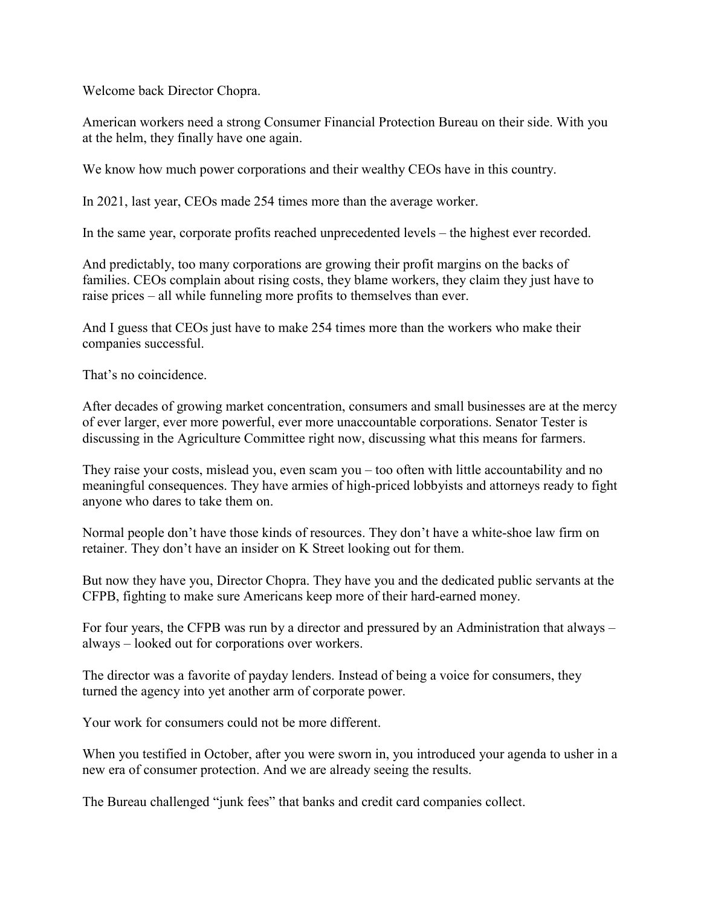Welcome back Director Chopra.

American workers need a strong Consumer Financial Protection Bureau on their side. With you at the helm, they finally have one again.

We know how much power corporations and their wealthy CEOs have in this country.

In 2021, last year, CEOs made 254 times more than the average worker.

In the same year, corporate profits reached unprecedented levels – the highest ever recorded.

And predictably, too many corporations are growing their profit margins on the backs of families. CEOs complain about rising costs, they blame workers, they claim they just have to raise prices – all while funneling more profits to themselves than ever.

And I guess that CEOs just have to make 254 times more than the workers who make their companies successful.

That's no coincidence.

After decades of growing market concentration, consumers and small businesses are at the mercy of ever larger, ever more powerful, ever more unaccountable corporations. Senator Tester is discussing in the Agriculture Committee right now, discussing what this means for farmers.

They raise your costs, mislead you, even scam you – too often with little accountability and no meaningful consequences. They have armies of high-priced lobbyists and attorneys ready to fight anyone who dares to take them on.

Normal people don't have those kinds of resources. They don't have a white-shoe law firm on retainer. They don't have an insider on K Street looking out for them.

But now they have you, Director Chopra. They have you and the dedicated public servants at the CFPB, fighting to make sure Americans keep more of their hard-earned money.

For four years, the CFPB was run by a director and pressured by an Administration that always – always – looked out for corporations over workers.

The director was a favorite of payday lenders. Instead of being a voice for consumers, they turned the agency into yet another arm of corporate power.

Your work for consumers could not be more different.

When you testified in October, after you were sworn in, you introduced your agenda to usher in a new era of consumer protection. And we are already seeing the results.

The Bureau challenged "junk fees" that banks and credit card companies collect.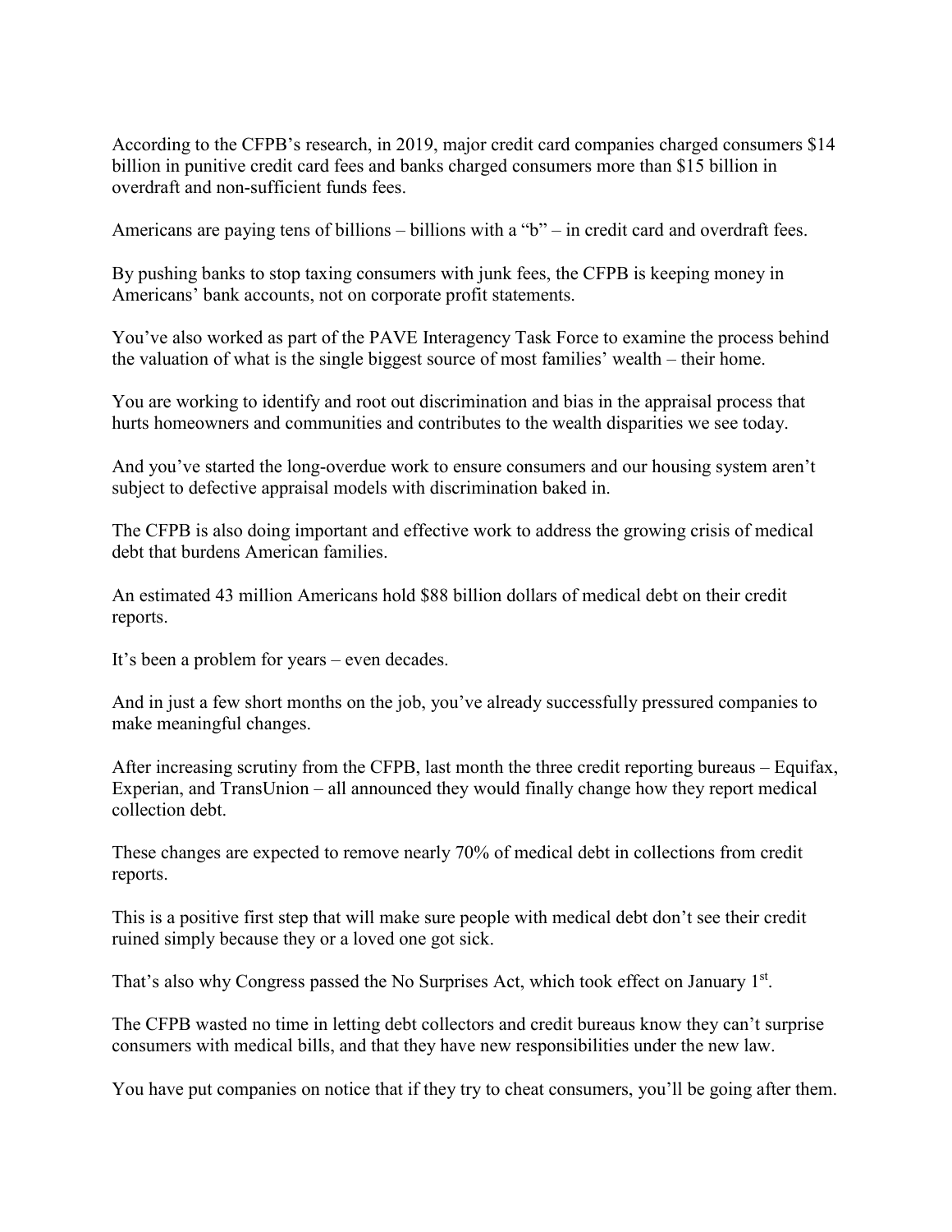According to the CFPB's research, in 2019, major credit card companies charged consumers $14 billion in punitive credit card fees and banks charged consumers more than $15 billion in overdraft and non-sufficient funds fees.

Americans are paying tens of billions – billions with a "b" – in credit card and overdraft fees.

By pushing banks to stop taxing consumers with junk fees, the CFPB is keeping money in Americans' bank accounts, not on corporate profit statements.

You've also worked as part of the PAVE Interagency Task Force to examine the process behind the valuation of what is the single biggest source of most families' wealth – their home.

You are working to identify and root out discrimination and bias in the appraisal process that hurts homeowners and communities and contributes to the wealth disparities we see today.

And you've started the long-overdue work to ensure consumers and our housing system aren't subject to defective appraisal models with discrimination baked in.

The CFPB is also doing important and effective work to address the growing crisis of medical debt that burdens American families.

An estimated 43 million Americans hold $88 billion dollars of medical debt on their credit reports.

It's been a problem for years – even decades.

And in just a few short months on the job, you've already successfully pressured companies to make meaningful changes.

After increasing scrutiny from the CFPB, last month the three credit reporting bureaus – Equifax, Experian, and TransUnion – all announced they would finally change how they report medical collection debt.

These changes are expected to remove nearly 70% of medical debt in collections from credit reports.

This is a positive first step that will make sure people with medical debt don't see their credit ruined simply because they or a loved one got sick.

That's also why Congress passed the No Surprises Act, which took effect on January 1st.

The CFPB wasted no time in letting debt collectors and credit bureaus know they can't surprise consumers with medical bills, and that they have new responsibilities under the new law.

You have put companies on notice that if they try to cheat consumers, you'll be going after them.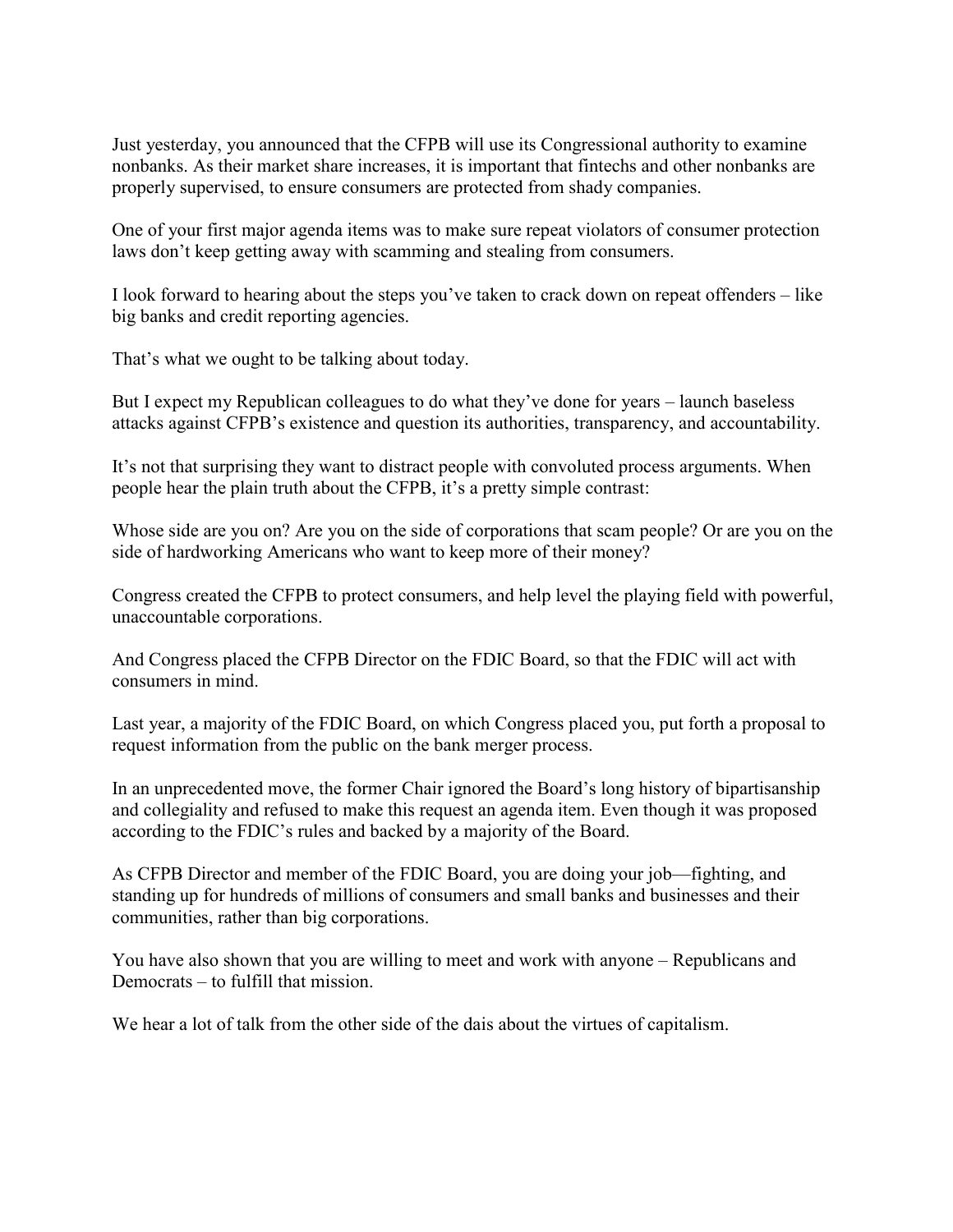Just yesterday, you announced that the CFPB will use its Congressional authority to examine nonbanks. As their market share increases, it is important that fintechs and other nonbanks are properly supervised, to ensure consumers are protected from shady companies.

One of your first major agenda items was to make sure repeat violators of consumer protection laws don't keep getting away with scamming and stealing from consumers.

I look forward to hearing about the steps you've taken to crack down on repeat offenders – like big banks and credit reporting agencies.

That's what we ought to be talking about today.

But I expect my Republican colleagues to do what they've done for years – launch baseless attacks against CFPB's existence and question its authorities, transparency, and accountability.

It's not that surprising they want to distract people with convoluted process arguments. When people hear the plain truth about the CFPB, it's a pretty simple contrast:

Whose side are you on? Are you on the side of corporations that scam people? Or are you on the side of hardworking Americans who want to keep more of their money?

Congress created the CFPB to protect consumers, and help level the playing field with powerful, unaccountable corporations.

And Congress placed the CFPB Director on the FDIC Board, so that the FDIC will act with consumers in mind.

Last year, a majority of the FDIC Board, on which Congress placed you, put forth a proposal to request information from the public on the bank merger process.

In an unprecedented move, the former Chair ignored the Board's long history of bipartisanship and collegiality and refused to make this request an agenda item. Even though it was proposed according to the FDIC's rules and backed by a majority of the Board.

As CFPB Director and member of the FDIC Board, you are doing your job—fighting, and standing up for hundreds of millions of consumers and small banks and businesses and their communities, rather than big corporations.

You have also shown that you are willing to meet and work with anyone – Republicans and Democrats – to fulfill that mission.

We hear a lot of talk from the other side of the dais about the virtues of capitalism.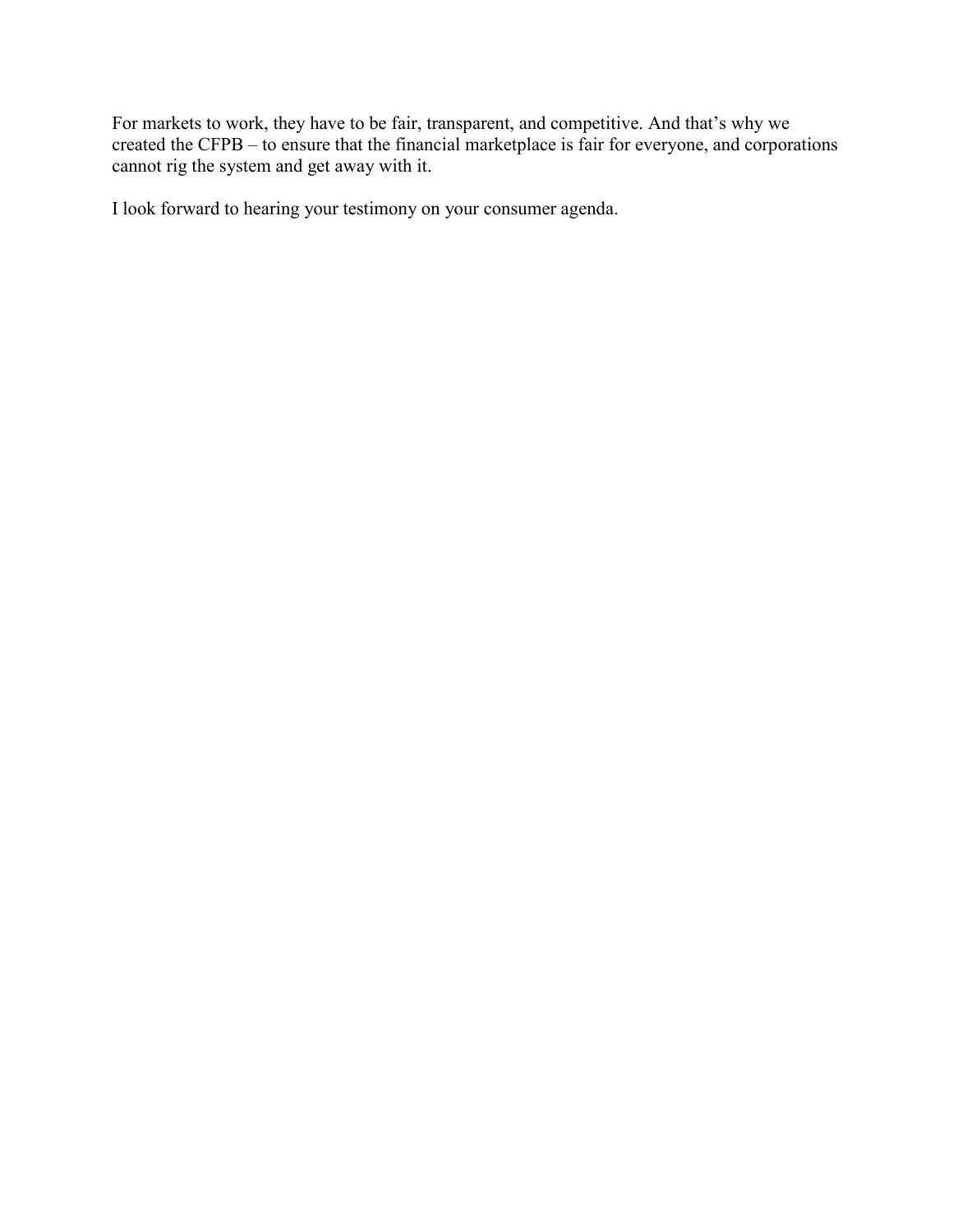For markets to work, they have to be fair, transparent, and competitive. And that's why we created the CFPB – to ensure that the financial marketplace is fair for everyone, and corporations cannot rig the system and get away with it.

I look forward to hearing your testimony on your consumer agenda.